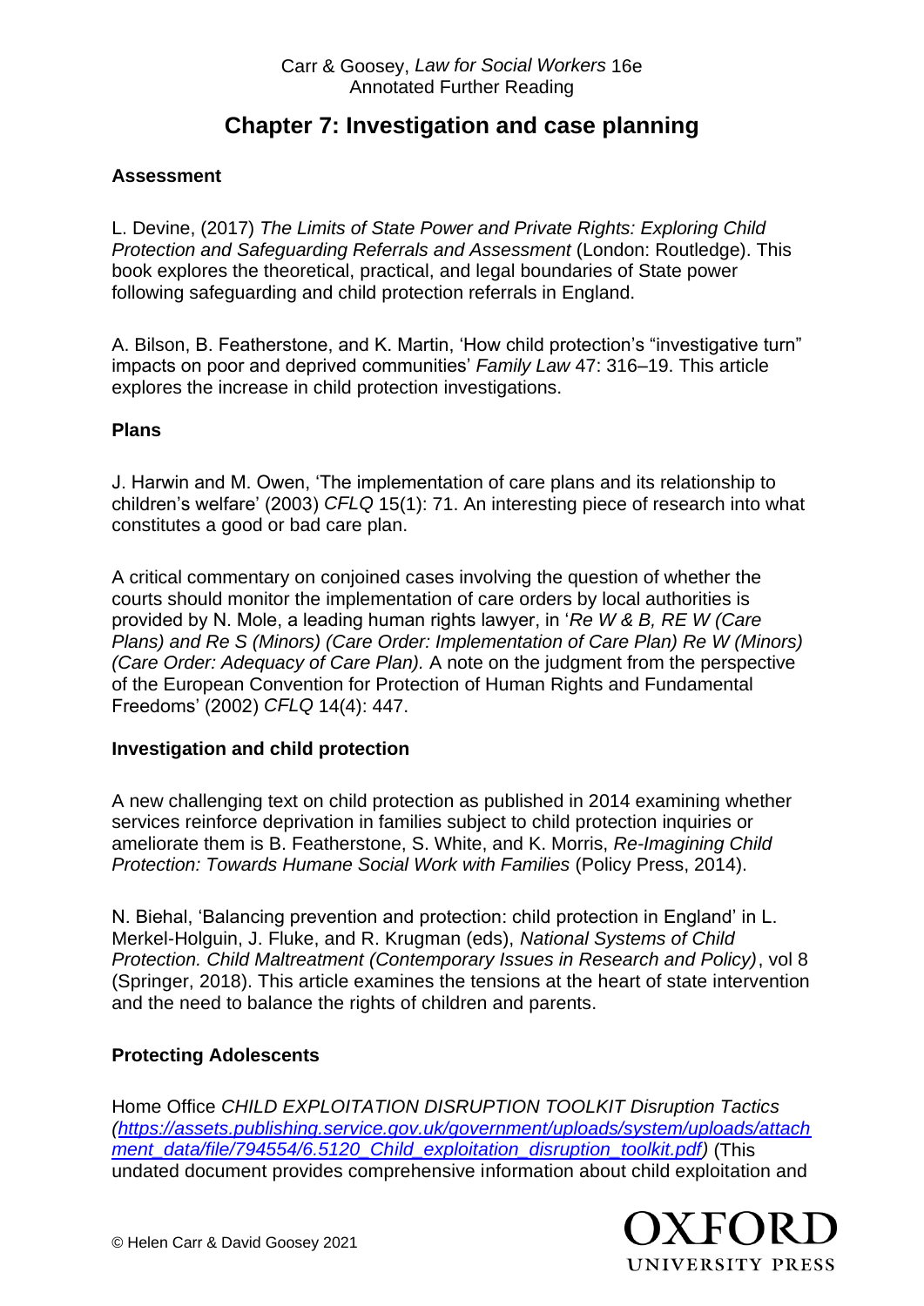Carr & Goosey, *Law for Social Workers* 16e
Annotated Further Reading

# Chapter 7: Investigation and case planning

## Assessment

L. Devine, (2017) *The Limits of State Power and Private Rights: Exploring Child Protection and Safeguarding Referrals and Assessment* (London: Routledge). This book explores the theoretical, practical, and legal boundaries of State power following safeguarding and child protection referrals in England.

A. Bilson, B. Featherstone, and K. Martin, 'How child protection's "investigative turn" impacts on poor and deprived communities' *Family Law* 47: 316–19. This article explores the increase in child protection investigations.

## Plans

J. Harwin and M. Owen, 'The implementation of care plans and its relationship to children's welfare' (2003) *CFLQ* 15(1): 71. An interesting piece of research into what constitutes a good or bad care plan.

A critical commentary on conjoined cases involving the question of whether the courts should monitor the implementation of care orders by local authorities is provided by N. Mole, a leading human rights lawyer, in '*Re W & B, RE W (Care Plans) and Re S (Minors) (Care Order: Implementation of Care Plan) Re W (Minors) (Care Order: Adequacy of Care Plan).* A note on the judgment from the perspective of the European Convention for Protection of Human Rights and Fundamental Freedoms' (2002) *CFLQ* 14(4): 447.

## Investigation and child protection

A new challenging text on child protection as published in 2014 examining whether services reinforce deprivation in families subject to child protection inquiries or ameliorate them is B. Featherstone, S. White, and K. Morris, *Re-Imagining Child Protection: Towards Humane Social Work with Families* (Policy Press, 2014).

N. Biehal, 'Balancing prevention and protection: child protection in England' in L. Merkel-Holguin, J. Fluke, and R. Krugman (eds), *National Systems of Child Protection. Child Maltreatment (Contemporary Issues in Research and Policy)*, vol 8 (Springer, 2018). This article examines the tensions at the heart of state intervention and the need to balance the rights of children and parents.

## Protecting Adolescents

Home Office *CHILD EXPLOITATION DISRUPTION TOOLKIT Disruption Tactics (https://assets.publishing.service.gov.uk/government/uploads/system/uploads/attachment_data/file/794554/6.5120_Child_exploitation_disruption_toolkit.pdf)* (This undated document provides comprehensive information about child exploitation and

© Helen Carr & David Goosey 2021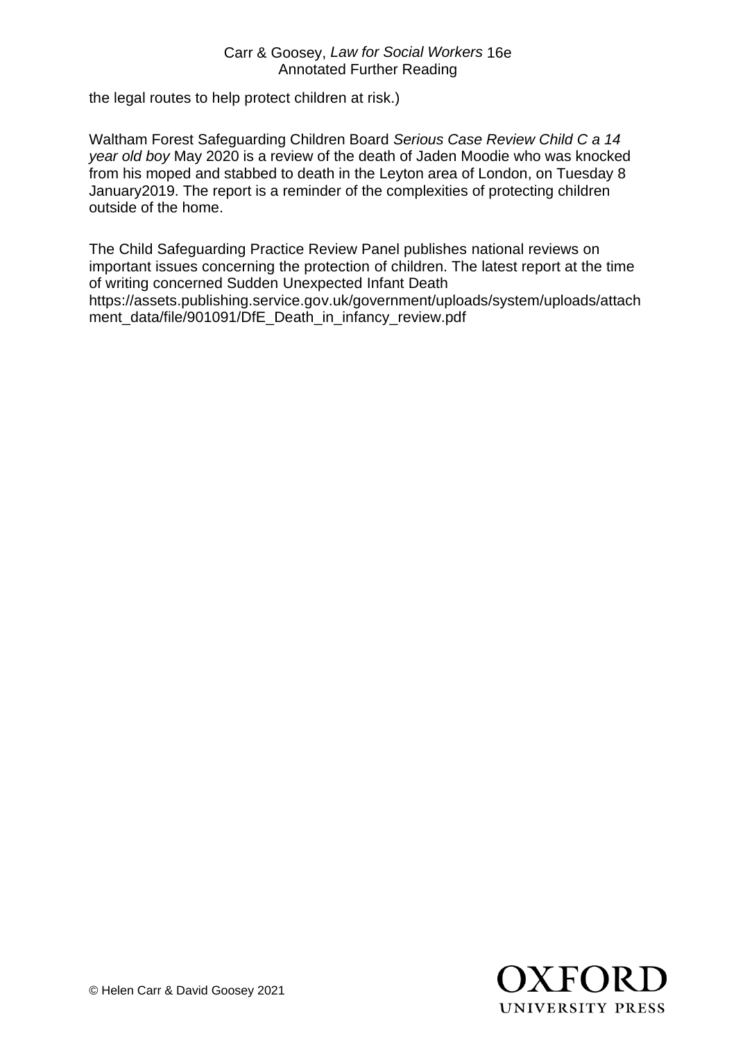the legal routes to help protect children at risk.)

Waltham Forest Safeguarding Children Board *Serious Case Review Child C a 14 year old boy* May 2020 is a review of the death of Jaden Moodie who was knocked from his moped and stabbed to death in the Leyton area of London, on Tuesday 8 January2019. The report is a reminder of the complexities of protecting children outside of the home.

The Child Safeguarding Practice Review Panel publishes national reviews on important issues concerning the protection of children. The latest report at the time of writing concerned Sudden Unexpected Infant Death https://assets.publishing.service.gov.uk/government/uploads/system/uploads/attachment_data/file/901091/DfE_Death_in_infancy_review.pdf